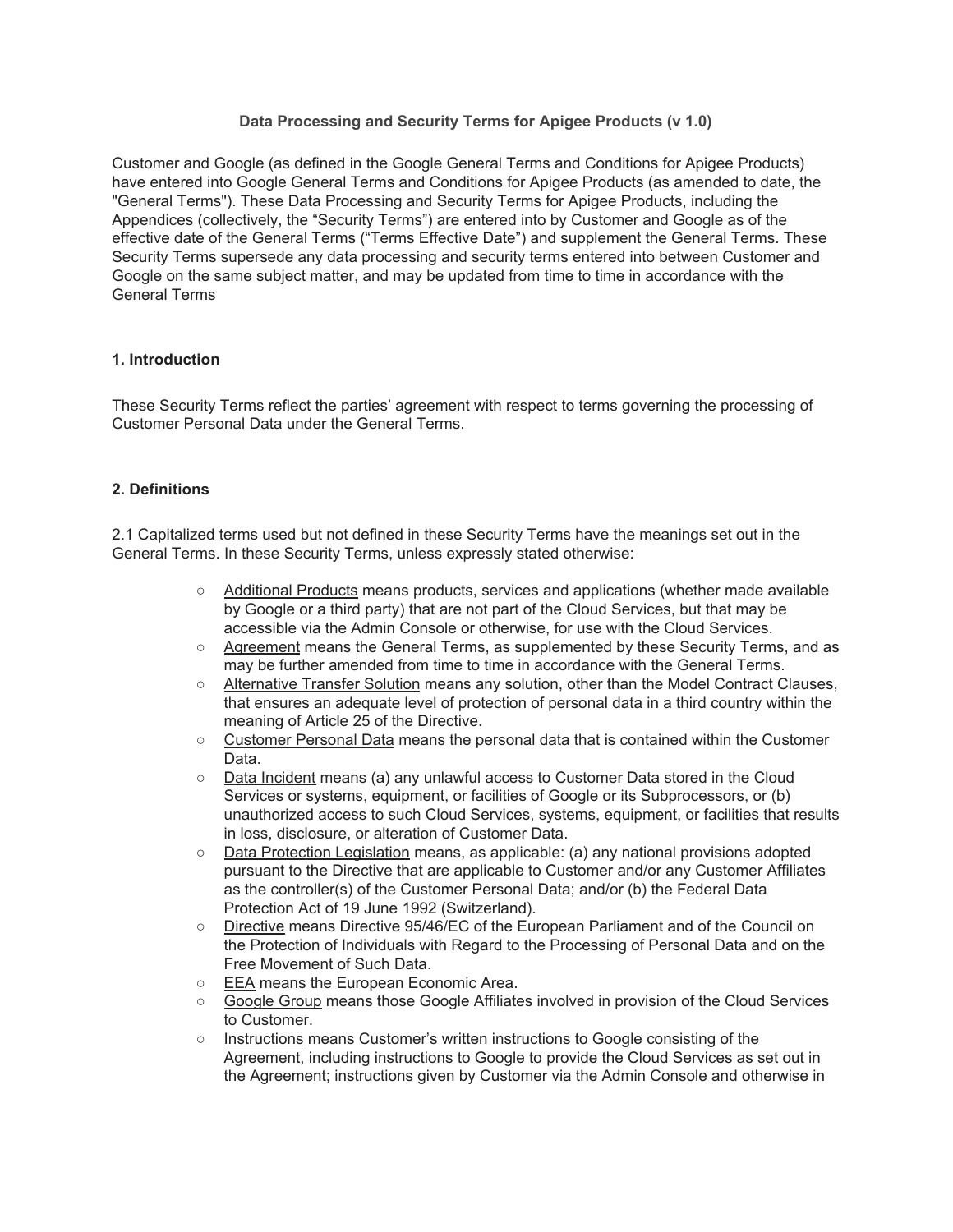# Data Processing and Security Terms for Apigee Products (v 1.0)

Customer and Google (as defined in the Google General Terms and Conditions for Apigee Products) have entered into Google General Terms and Conditions for Apigee Products (as amended to date, the "General Terms"). These Data Processing and Security Terms for Apigee Products, including the Appendices (collectively, the "Security Terms") are entered into by Customer and Google as of the effective date of the General Terms ("Terms Effective Date") and supplement the General Terms. These Security Terms supersede any data processing and security terms entered into between Customer and Google on the same subject matter, and may be updated from time to time in accordance with the General Terms

## 1. Introduction

These Security Terms reflect the parties' agreement with respect to terms governing the processing of Customer Personal Data under the General Terms.

## 2. Definitions

2.1 Capitalized terms used but not defined in these Security Terms have the meanings set out in the General Terms. In these Security Terms, unless expressly stated otherwise:

- Additional Products means products, services and applications (whether made available by Google or a third party) that are not part of the Cloud Services, but that may be accessible via the Admin Console or otherwise, for use with the Cloud Services.
- Agreement means the General Terms, as supplemented by these Security Terms, and as may be further amended from time to time in accordance with the General Terms.
- Alternative Transfer Solution means any solution, other than the Model Contract Clauses, that ensures an adequate level of protection of personal data in a third country within the meaning of Article 25 of the Directive.
- Customer Personal Data means the personal data that is contained within the Customer Data.
- Data Incident means (a) any unlawful access to Customer Data stored in the Cloud Services or systems, equipment, or facilities of Google or its Subprocessors, or (b) unauthorized access to such Cloud Services, systems, equipment, or facilities that results in loss, disclosure, or alteration of Customer Data.
- Data Protection Legislation means, as applicable: (a) any national provisions adopted pursuant to the Directive that are applicable to Customer and/or any Customer Affiliates as the controller(s) of the Customer Personal Data; and/or (b) the Federal Data Protection Act of 19 June 1992 (Switzerland).
- Directive means Directive 95/46/EC of the European Parliament and of the Council on the Protection of Individuals with Regard to the Processing of Personal Data and on the Free Movement of Such Data.
- EEA means the European Economic Area.
- Google Group means those Google Affiliates involved in provision of the Cloud Services to Customer.
- Instructions means Customer's written instructions to Google consisting of the Agreement, including instructions to Google to provide the Cloud Services as set out in the Agreement; instructions given by Customer via the Admin Console and otherwise in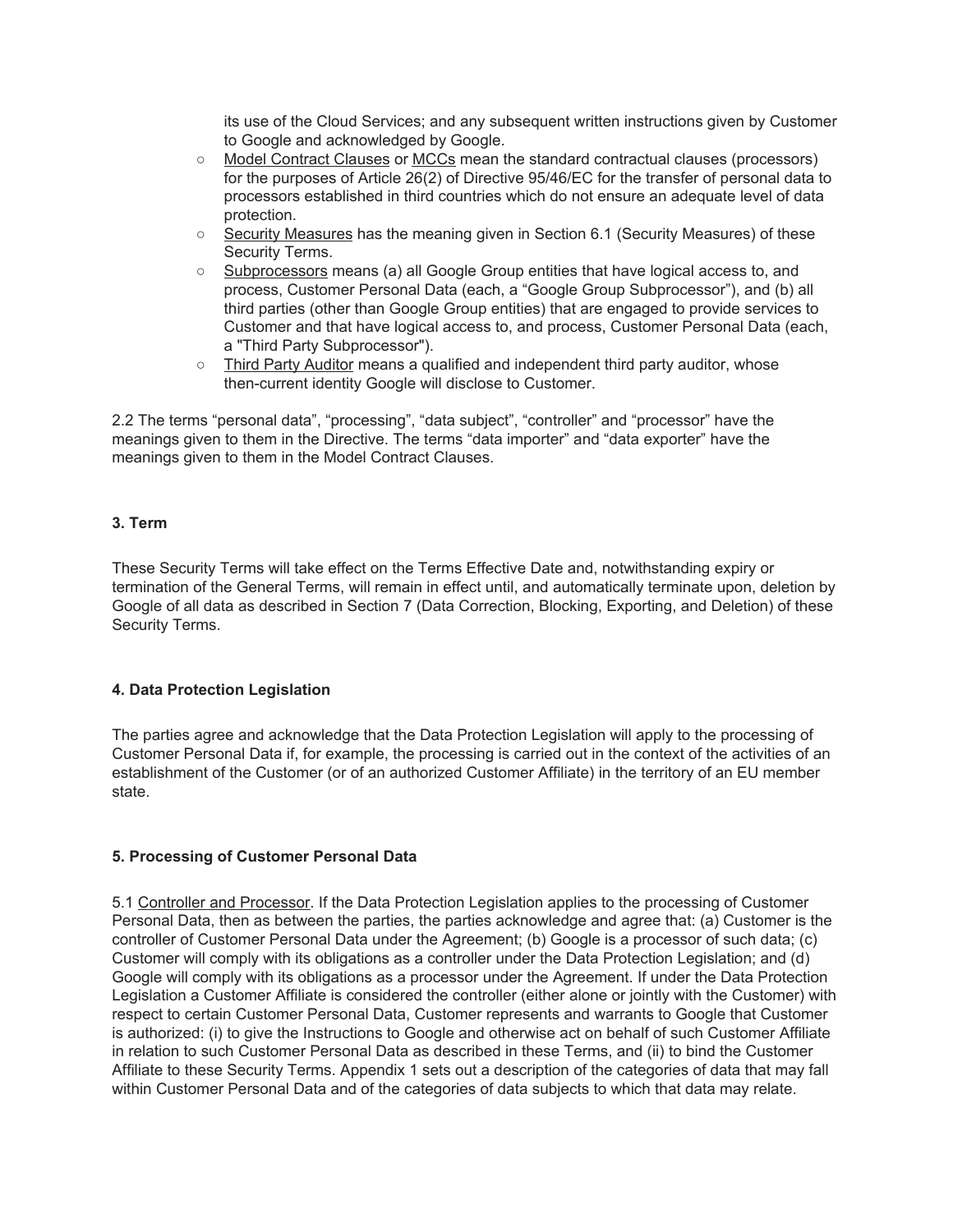its use of the Cloud Services; and any subsequent written instructions given by Customer to Google and acknowledged by Google.

- Model Contract Clauses or MCCs mean the standard contractual clauses (processors) for the purposes of Article 26(2) of Directive 95/46/EC for the transfer of personal data to processors established in third countries which do not ensure an adequate level of data protection.
- Security Measures has the meaning given in Section 6.1 (Security Measures) of these Security Terms.
- Subprocessors means (a) all Google Group entities that have logical access to, and process, Customer Personal Data (each, a "Google Group Subprocessor"), and (b) all third parties (other than Google Group entities) that are engaged to provide services to Customer and that have logical access to, and process, Customer Personal Data (each, a "Third Party Subprocessor").
- Third Party Auditor means a qualified and independent third party auditor, whose then-current identity Google will disclose to Customer.

2.2 The terms "personal data", "processing", "data subject", "controller" and "processor" have the meanings given to them in the Directive. The terms "data importer" and "data exporter" have the meanings given to them in the Model Contract Clauses.

**3. Term**

These Security Terms will take effect on the Terms Effective Date and, notwithstanding expiry or termination of the General Terms, will remain in effect until, and automatically terminate upon, deletion by Google of all data as described in Section 7 (Data Correction, Blocking, Exporting, and Deletion) of these Security Terms.

**4. Data Protection Legislation**

The parties agree and acknowledge that the Data Protection Legislation will apply to the processing of Customer Personal Data if, for example, the processing is carried out in the context of the activities of an establishment of the Customer (or of an authorized Customer Affiliate) in the territory of an EU member state.

**5. Processing of Customer Personal Data**

5.1 Controller and Processor. If the Data Protection Legislation applies to the processing of Customer Personal Data, then as between the parties, the parties acknowledge and agree that: (a) Customer is the controller of Customer Personal Data under the Agreement; (b) Google is a processor of such data; (c) Customer will comply with its obligations as a controller under the Data Protection Legislation; and (d) Google will comply with its obligations as a processor under the Agreement. If under the Data Protection Legislation a Customer Affiliate is considered the controller (either alone or jointly with the Customer) with respect to certain Customer Personal Data, Customer represents and warrants to Google that Customer is authorized: (i) to give the Instructions to Google and otherwise act on behalf of such Customer Affiliate in relation to such Customer Personal Data as described in these Terms, and (ii) to bind the Customer Affiliate to these Security Terms. Appendix 1 sets out a description of the categories of data that may fall within Customer Personal Data and of the categories of data subjects to which that data may relate.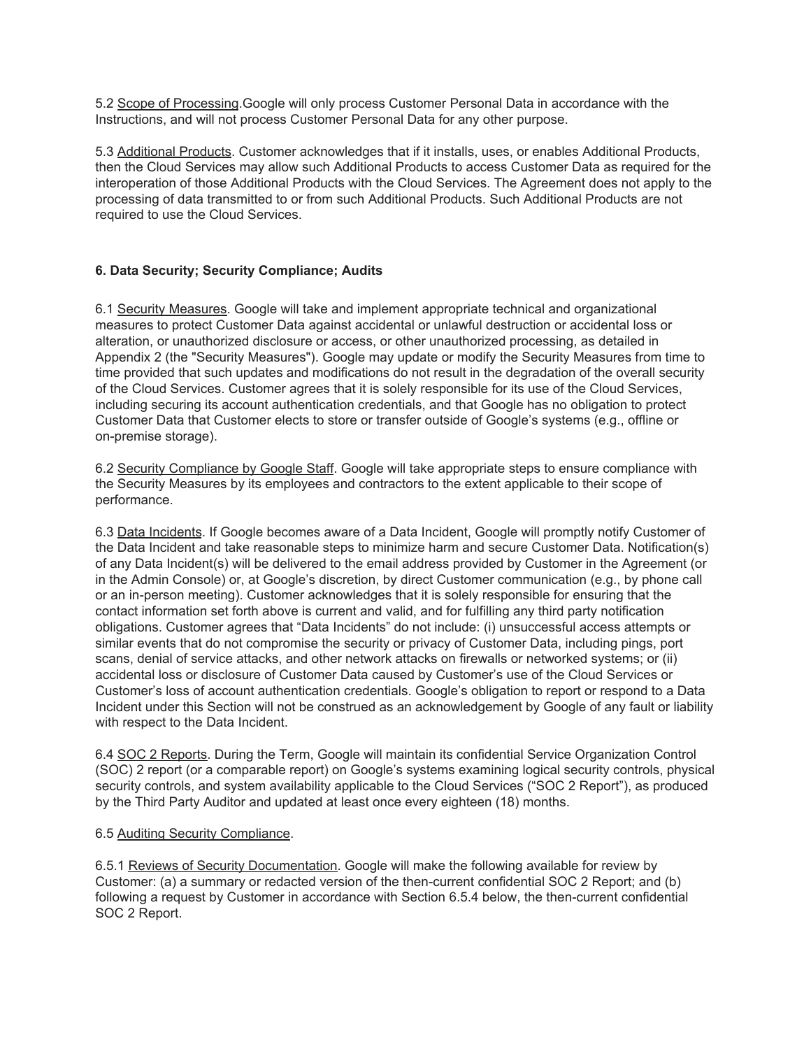5.2 Scope of Processing.Google will only process Customer Personal Data in accordance with the Instructions, and will not process Customer Personal Data for any other purpose.

5.3 Additional Products. Customer acknowledges that if it installs, uses, or enables Additional Products, then the Cloud Services may allow such Additional Products to access Customer Data as required for the interoperation of those Additional Products with the Cloud Services. The Agreement does not apply to the processing of data transmitted to or from such Additional Products. Such Additional Products are not required to use the Cloud Services.

**6. Data Security; Security Compliance; Audits**

6.1 Security Measures. Google will take and implement appropriate technical and organizational measures to protect Customer Data against accidental or unlawful destruction or accidental loss or alteration, or unauthorized disclosure or access, or other unauthorized processing, as detailed in Appendix 2 (the "Security Measures"). Google may update or modify the Security Measures from time to time provided that such updates and modifications do not result in the degradation of the overall security of the Cloud Services. Customer agrees that it is solely responsible for its use of the Cloud Services, including securing its account authentication credentials, and that Google has no obligation to protect Customer Data that Customer elects to store or transfer outside of Google's systems (e.g., offline or on-premise storage).

6.2 Security Compliance by Google Staff. Google will take appropriate steps to ensure compliance with the Security Measures by its employees and contractors to the extent applicable to their scope of performance.

6.3 Data Incidents. If Google becomes aware of a Data Incident, Google will promptly notify Customer of the Data Incident and take reasonable steps to minimize harm and secure Customer Data. Notification(s) of any Data Incident(s) will be delivered to the email address provided by Customer in the Agreement (or in the Admin Console) or, at Google's discretion, by direct Customer communication (e.g., by phone call or an in-person meeting). Customer acknowledges that it is solely responsible for ensuring that the contact information set forth above is current and valid, and for fulfilling any third party notification obligations. Customer agrees that "Data Incidents" do not include: (i) unsuccessful access attempts or similar events that do not compromise the security or privacy of Customer Data, including pings, port scans, denial of service attacks, and other network attacks on firewalls or networked systems; or (ii) accidental loss or disclosure of Customer Data caused by Customer's use of the Cloud Services or Customer's loss of account authentication credentials. Google's obligation to report or respond to a Data Incident under this Section will not be construed as an acknowledgement by Google of any fault or liability with respect to the Data Incident.

6.4 SOC 2 Reports. During the Term, Google will maintain its confidential Service Organization Control (SOC) 2 report (or a comparable report) on Google's systems examining logical security controls, physical security controls, and system availability applicable to the Cloud Services ("SOC 2 Report"), as produced by the Third Party Auditor and updated at least once every eighteen (18) months.

6.5 Auditing Security Compliance.

6.5.1 Reviews of Security Documentation. Google will make the following available for review by Customer: (a) a summary or redacted version of the then-current confidential SOC 2 Report; and (b) following a request by Customer in accordance with Section 6.5.4 below, the then-current confidential SOC 2 Report.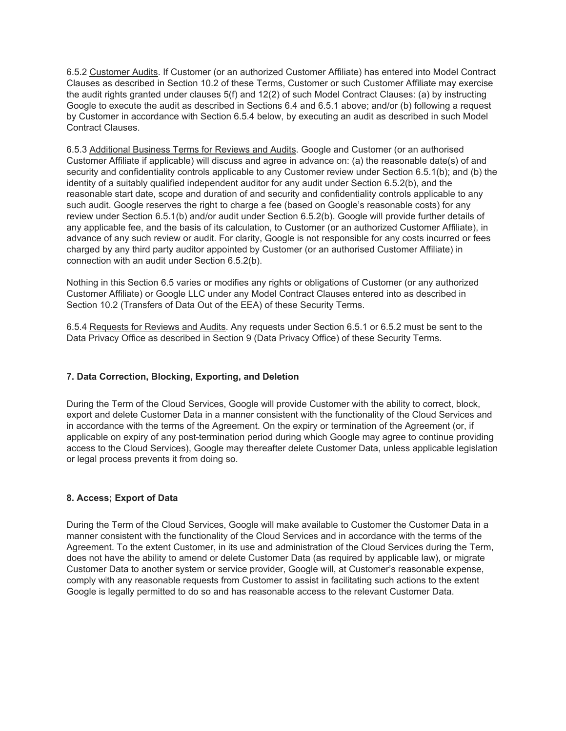6.5.2 Customer Audits. If Customer (or an authorized Customer Affiliate) has entered into Model Contract Clauses as described in Section 10.2 of these Terms, Customer or such Customer Affiliate may exercise the audit rights granted under clauses 5(f) and 12(2) of such Model Contract Clauses: (a) by instructing Google to execute the audit as described in Sections 6.4 and 6.5.1 above; and/or (b) following a request by Customer in accordance with Section 6.5.4 below, by executing an audit as described in such Model Contract Clauses.

6.5.3 Additional Business Terms for Reviews and Audits. Google and Customer (or an authorised Customer Affiliate if applicable) will discuss and agree in advance on: (a) the reasonable date(s) of and security and confidentiality controls applicable to any Customer review under Section 6.5.1(b); and (b) the identity of a suitably qualified independent auditor for any audit under Section 6.5.2(b), and the reasonable start date, scope and duration of and security and confidentiality controls applicable to any such audit. Google reserves the right to charge a fee (based on Google's reasonable costs) for any review under Section 6.5.1(b) and/or audit under Section 6.5.2(b). Google will provide further details of any applicable fee, and the basis of its calculation, to Customer (or an authorized Customer Affiliate), in advance of any such review or audit. For clarity, Google is not responsible for any costs incurred or fees charged by any third party auditor appointed by Customer (or an authorised Customer Affiliate) in connection with an audit under Section 6.5.2(b).

Nothing in this Section 6.5 varies or modifies any rights or obligations of Customer (or any authorized Customer Affiliate) or Google LLC under any Model Contract Clauses entered into as described in Section 10.2 (Transfers of Data Out of the EEA) of these Security Terms.

6.5.4 Requests for Reviews and Audits. Any requests under Section 6.5.1 or 6.5.2 must be sent to the Data Privacy Office as described in Section 9 (Data Privacy Office) of these Security Terms.

**7. Data Correction, Blocking, Exporting, and Deletion**

During the Term of the Cloud Services, Google will provide Customer with the ability to correct, block, export and delete Customer Data in a manner consistent with the functionality of the Cloud Services and in accordance with the terms of the Agreement. On the expiry or termination of the Agreement (or, if applicable on expiry of any post-termination period during which Google may agree to continue providing access to the Cloud Services), Google may thereafter delete Customer Data, unless applicable legislation or legal process prevents it from doing so.

**8. Access; Export of Data**

During the Term of the Cloud Services, Google will make available to Customer the Customer Data in a manner consistent with the functionality of the Cloud Services and in accordance with the terms of the Agreement. To the extent Customer, in its use and administration of the Cloud Services during the Term, does not have the ability to amend or delete Customer Data (as required by applicable law), or migrate Customer Data to another system or service provider, Google will, at Customer's reasonable expense, comply with any reasonable requests from Customer to assist in facilitating such actions to the extent Google is legally permitted to do so and has reasonable access to the relevant Customer Data.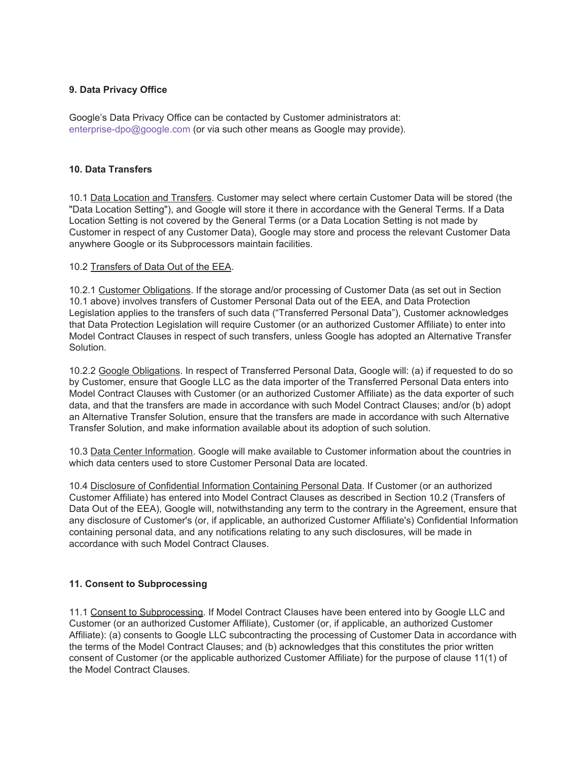**9. Data Privacy Office**

Google's Data Privacy Office can be contacted by Customer administrators at: enterprise-dpo@google.com (or via such other means as Google may provide).

**10. Data Transfers**

10.1 Data Location and Transfers. Customer may select where certain Customer Data will be stored (the "Data Location Setting"), and Google will store it there in accordance with the General Terms. If a Data Location Setting is not covered by the General Terms (or a Data Location Setting is not made by Customer in respect of any Customer Data), Google may store and process the relevant Customer Data anywhere Google or its Subprocessors maintain facilities.

10.2 Transfers of Data Out of the EEA.

10.2.1 Customer Obligations. If the storage and/or processing of Customer Data (as set out in Section 10.1 above) involves transfers of Customer Personal Data out of the EEA, and Data Protection Legislation applies to the transfers of such data ("Transferred Personal Data"), Customer acknowledges that Data Protection Legislation will require Customer (or an authorized Customer Affiliate) to enter into Model Contract Clauses in respect of such transfers, unless Google has adopted an Alternative Transfer Solution.

10.2.2 Google Obligations. In respect of Transferred Personal Data, Google will: (a) if requested to do so by Customer, ensure that Google LLC as the data importer of the Transferred Personal Data enters into Model Contract Clauses with Customer (or an authorized Customer Affiliate) as the data exporter of such data, and that the transfers are made in accordance with such Model Contract Clauses; and/or (b) adopt an Alternative Transfer Solution, ensure that the transfers are made in accordance with such Alternative Transfer Solution, and make information available about its adoption of such solution.

10.3 Data Center Information. Google will make available to Customer information about the countries in which data centers used to store Customer Personal Data are located.

10.4 Disclosure of Confidential Information Containing Personal Data. If Customer (or an authorized Customer Affiliate) has entered into Model Contract Clauses as described in Section 10.2 (Transfers of Data Out of the EEA), Google will, notwithstanding any term to the contrary in the Agreement, ensure that any disclosure of Customer's (or, if applicable, an authorized Customer Affiliate's) Confidential Information containing personal data, and any notifications relating to any such disclosures, will be made in accordance with such Model Contract Clauses.

**11. Consent to Subprocessing**

11.1 Consent to Subprocessing. If Model Contract Clauses have been entered into by Google LLC and Customer (or an authorized Customer Affiliate), Customer (or, if applicable, an authorized Customer Affiliate): (a) consents to Google LLC subcontracting the processing of Customer Data in accordance with the terms of the Model Contract Clauses; and (b) acknowledges that this constitutes the prior written consent of Customer (or the applicable authorized Customer Affiliate) for the purpose of clause 11(1) of the Model Contract Clauses.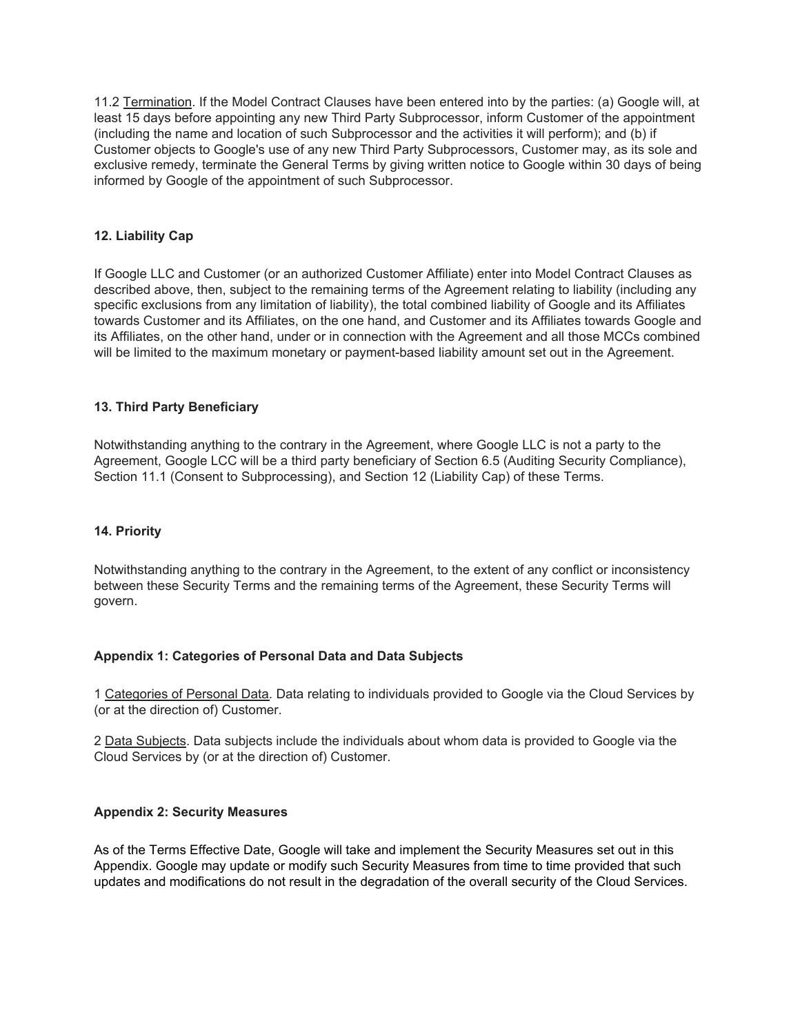11.2 Termination. If the Model Contract Clauses have been entered into by the parties: (a) Google will, at least 15 days before appointing any new Third Party Subprocessor, inform Customer of the appointment (including the name and location of such Subprocessor and the activities it will perform); and (b) if Customer objects to Google's use of any new Third Party Subprocessors, Customer may, as its sole and exclusive remedy, terminate the General Terms by giving written notice to Google within 30 days of being informed by Google of the appointment of such Subprocessor.

**12. Liability Cap**

If Google LLC and Customer (or an authorized Customer Affiliate) enter into Model Contract Clauses as described above, then, subject to the remaining terms of the Agreement relating to liability (including any specific exclusions from any limitation of liability), the total combined liability of Google and its Affiliates towards Customer and its Affiliates, on the one hand, and Customer and its Affiliates towards Google and its Affiliates, on the other hand, under or in connection with the Agreement and all those MCCs combined will be limited to the maximum monetary or payment-based liability amount set out in the Agreement.

**13. Third Party Beneficiary**

Notwithstanding anything to the contrary in the Agreement, where Google LLC is not a party to the Agreement, Google LCC will be a third party beneficiary of Section 6.5 (Auditing Security Compliance), Section 11.1 (Consent to Subprocessing), and Section 12 (Liability Cap) of these Terms.

**14. Priority**

Notwithstanding anything to the contrary in the Agreement, to the extent of any conflict or inconsistency between these Security Terms and the remaining terms of the Agreement, these Security Terms will govern.

**Appendix 1: Categories of Personal Data and Data Subjects**

1 Categories of Personal Data. Data relating to individuals provided to Google via the Cloud Services by (or at the direction of) Customer.

2 Data Subjects. Data subjects include the individuals about whom data is provided to Google via the Cloud Services by (or at the direction of) Customer.

**Appendix 2: Security Measures**

As of the Terms Effective Date, Google will take and implement the Security Measures set out in this Appendix. Google may update or modify such Security Measures from time to time provided that such updates and modifications do not result in the degradation of the overall security of the Cloud Services.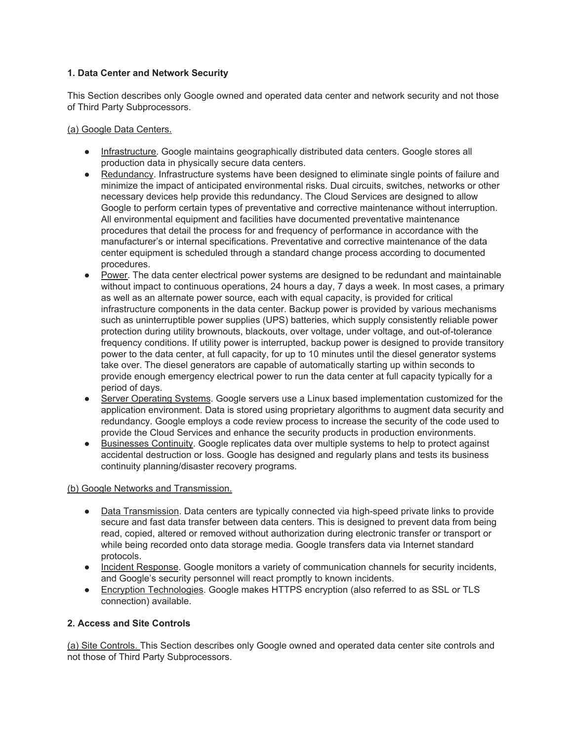**1. Data Center and Network Security**

This Section describes only Google owned and operated data center and network security and not those of Third Party Subprocessors.

(a) Google Data Centers.

- Infrastructure. Google maintains geographically distributed data centers. Google stores all production data in physically secure data centers.
- Redundancy. Infrastructure systems have been designed to eliminate single points of failure and minimize the impact of anticipated environmental risks. Dual circuits, switches, networks or other necessary devices help provide this redundancy. The Cloud Services are designed to allow Google to perform certain types of preventative and corrective maintenance without interruption. All environmental equipment and facilities have documented preventative maintenance procedures that detail the process for and frequency of performance in accordance with the manufacturer's or internal specifications. Preventative and corrective maintenance of the data center equipment is scheduled through a standard change process according to documented procedures.
- Power. The data center electrical power systems are designed to be redundant and maintainable without impact to continuous operations, 24 hours a day, 7 days a week. In most cases, a primary as well as an alternate power source, each with equal capacity, is provided for critical infrastructure components in the data center. Backup power is provided by various mechanisms such as uninterruptible power supplies (UPS) batteries, which supply consistently reliable power protection during utility brownouts, blackouts, over voltage, under voltage, and out-of-tolerance frequency conditions. If utility power is interrupted, backup power is designed to provide transitory power to the data center, at full capacity, for up to 10 minutes until the diesel generator systems take over. The diesel generators are capable of automatically starting up within seconds to provide enough emergency electrical power to run the data center at full capacity typically for a period of days.
- Server Operating Systems. Google servers use a Linux based implementation customized for the application environment. Data is stored using proprietary algorithms to augment data security and redundancy. Google employs a code review process to increase the security of the code used to provide the Cloud Services and enhance the security products in production environments.
- Businesses Continuity. Google replicates data over multiple systems to help to protect against accidental destruction or loss. Google has designed and regularly plans and tests its business continuity planning/disaster recovery programs.

(b) Google Networks and Transmission.

- Data Transmission. Data centers are typically connected via high-speed private links to provide secure and fast data transfer between data centers. This is designed to prevent data from being read, copied, altered or removed without authorization during electronic transfer or transport or while being recorded onto data storage media. Google transfers data via Internet standard protocols.
- Incident Response. Google monitors a variety of communication channels for security incidents, and Google's security personnel will react promptly to known incidents.
- Encryption Technologies. Google makes HTTPS encryption (also referred to as SSL or TLS connection) available.

**2. Access and Site Controls**

(a) Site Controls. This Section describes only Google owned and operated data center site controls and not those of Third Party Subprocessors.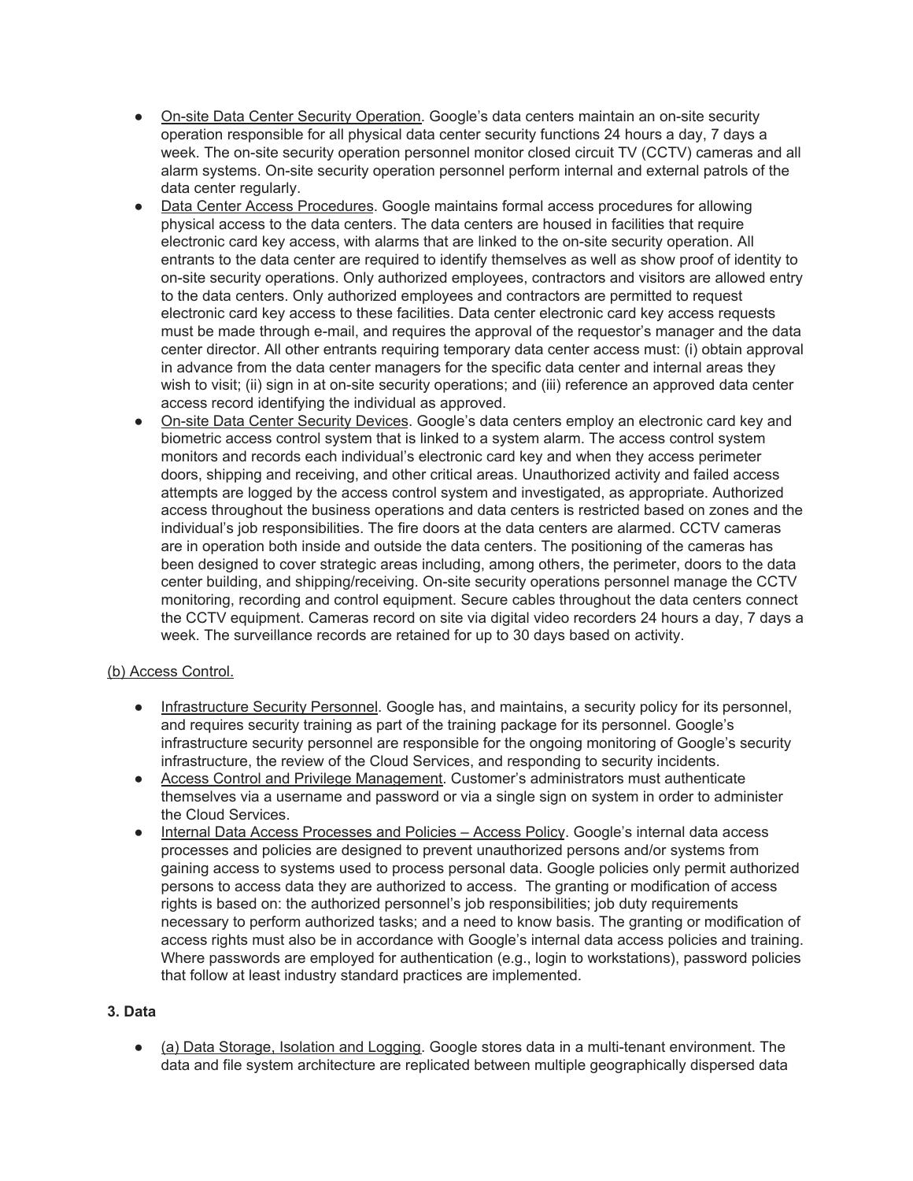- On-site Data Center Security Operation. Google's data centers maintain an on-site security operation responsible for all physical data center security functions 24 hours a day, 7 days a week. The on-site security operation personnel monitor closed circuit TV (CCTV) cameras and all alarm systems. On-site security operation personnel perform internal and external patrols of the data center regularly.
- Data Center Access Procedures. Google maintains formal access procedures for allowing physical access to the data centers. The data centers are housed in facilities that require electronic card key access, with alarms that are linked to the on-site security operation. All entrants to the data center are required to identify themselves as well as show proof of identity to on-site security operations. Only authorized employees, contractors and visitors are allowed entry to the data centers. Only authorized employees and contractors are permitted to request electronic card key access to these facilities. Data center electronic card key access requests must be made through e-mail, and requires the approval of the requestor's manager and the data center director. All other entrants requiring temporary data center access must: (i) obtain approval in advance from the data center managers for the specific data center and internal areas they wish to visit; (ii) sign in at on-site security operations; and (iii) reference an approved data center access record identifying the individual as approved.
- On-site Data Center Security Devices. Google's data centers employ an electronic card key and biometric access control system that is linked to a system alarm. The access control system monitors and records each individual's electronic card key and when they access perimeter doors, shipping and receiving, and other critical areas. Unauthorized activity and failed access attempts are logged by the access control system and investigated, as appropriate. Authorized access throughout the business operations and data centers is restricted based on zones and the individual's job responsibilities. The fire doors at the data centers are alarmed. CCTV cameras are in operation both inside and outside the data centers. The positioning of the cameras has been designed to cover strategic areas including, among others, the perimeter, doors to the data center building, and shipping/receiving. On-site security operations personnel manage the CCTV monitoring, recording and control equipment. Secure cables throughout the data centers connect the CCTV equipment. Cameras record on site via digital video recorders 24 hours a day, 7 days a week. The surveillance records are retained for up to 30 days based on activity.

(b) Access Control.

- Infrastructure Security Personnel. Google has, and maintains, a security policy for its personnel, and requires security training as part of the training package for its personnel. Google's infrastructure security personnel are responsible for the ongoing monitoring of Google's security infrastructure, the review of the Cloud Services, and responding to security incidents.
- Access Control and Privilege Management. Customer's administrators must authenticate themselves via a username and password or via a single sign on system in order to administer the Cloud Services.
- Internal Data Access Processes and Policies – Access Policy. Google's internal data access processes and policies are designed to prevent unauthorized persons and/or systems from gaining access to systems used to process personal data. Google policies only permit authorized persons to access data they are authorized to access. The granting or modification of access rights is based on: the authorized personnel's job responsibilities; job duty requirements necessary to perform authorized tasks; and a need to know basis. The granting or modification of access rights must also be in accordance with Google's internal data access policies and training. Where passwords are employed for authentication (e.g., login to workstations), password policies that follow at least industry standard practices are implemented.

**3. Data**

- (a) Data Storage, Isolation and Logging. Google stores data in a multi-tenant environment. The data and file system architecture are replicated between multiple geographically dispersed data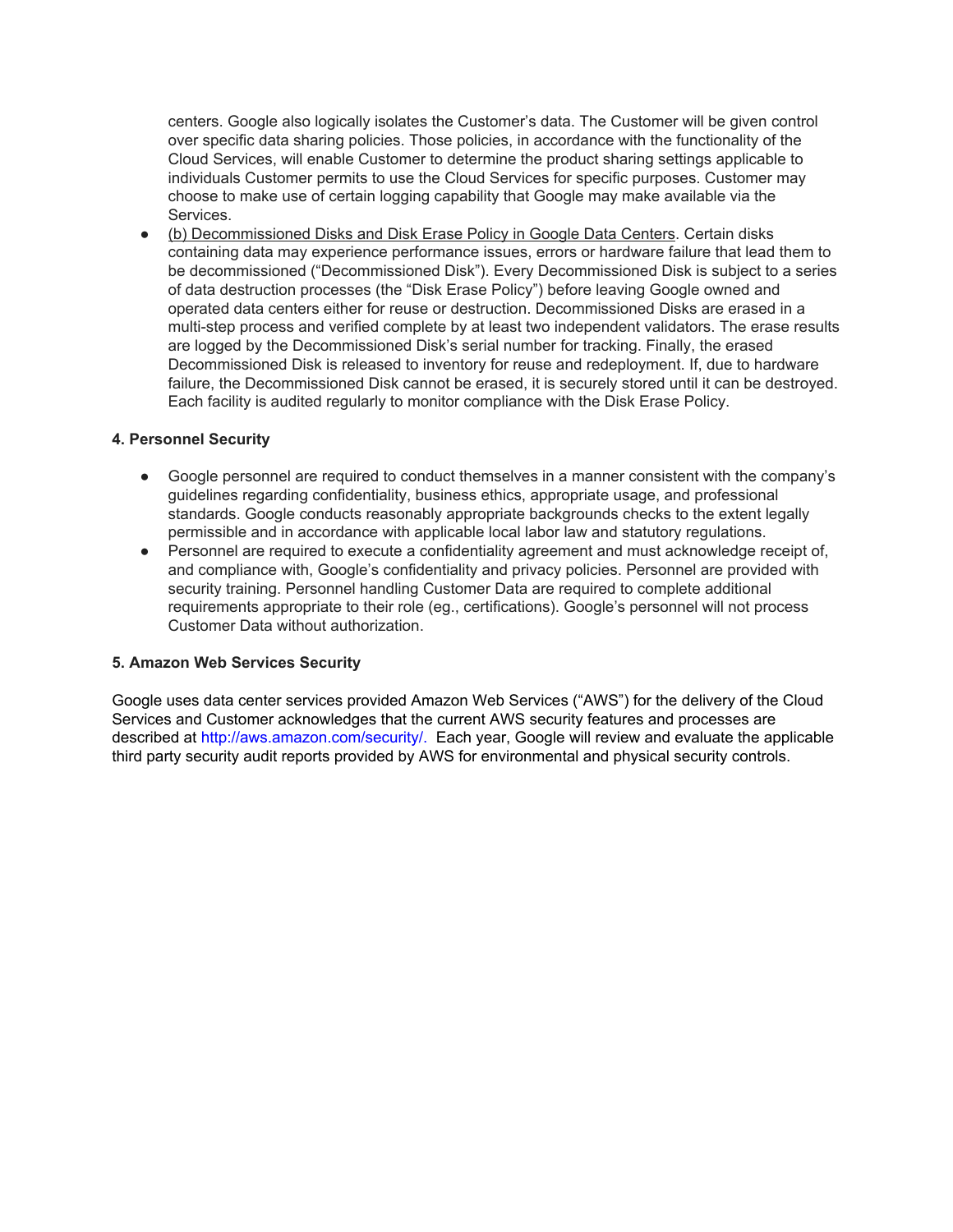centers. Google also logically isolates the Customer's data. The Customer will be given control over specific data sharing policies. Those policies, in accordance with the functionality of the Cloud Services, will enable Customer to determine the product sharing settings applicable to individuals Customer permits to use the Cloud Services for specific purposes. Customer may choose to make use of certain logging capability that Google may make available via the Services.

- <u>(b) Decommissioned Disks and Disk Erase Policy in Google Data Centers</u>. Certain disks containing data may experience performance issues, errors or hardware failure that lead them to be decommissioned ("Decommissioned Disk"). Every Decommissioned Disk is subject to a series of data destruction processes (the "Disk Erase Policy") before leaving Google owned and operated data centers either for reuse or destruction. Decommissioned Disks are erased in a multi-step process and verified complete by at least two independent validators. The erase results are logged by the Decommissioned Disk's serial number for tracking. Finally, the erased Decommissioned Disk is released to inventory for reuse and redeployment. If, due to hardware failure, the Decommissioned Disk cannot be erased, it is securely stored until it can be destroyed. Each facility is audited regularly to monitor compliance with the Disk Erase Policy.

**4. Personnel Security**

- Google personnel are required to conduct themselves in a manner consistent with the company's guidelines regarding confidentiality, business ethics, appropriate usage, and professional standards. Google conducts reasonably appropriate backgrounds checks to the extent legally permissible and in accordance with applicable local labor law and statutory regulations.
- Personnel are required to execute a confidentiality agreement and must acknowledge receipt of, and compliance with, Google's confidentiality and privacy policies. Personnel are provided with security training. Personnel handling Customer Data are required to complete additional requirements appropriate to their role (eg., certifications). Google's personnel will not process Customer Data without authorization.

**5. Amazon Web Services Security**

Google uses data center services provided Amazon Web Services ("AWS") for the delivery of the Cloud Services and Customer acknowledges that the current AWS security features and processes are described at http://aws.amazon.com/security/. Each year, Google will review and evaluate the applicable third party security audit reports provided by AWS for environmental and physical security controls.